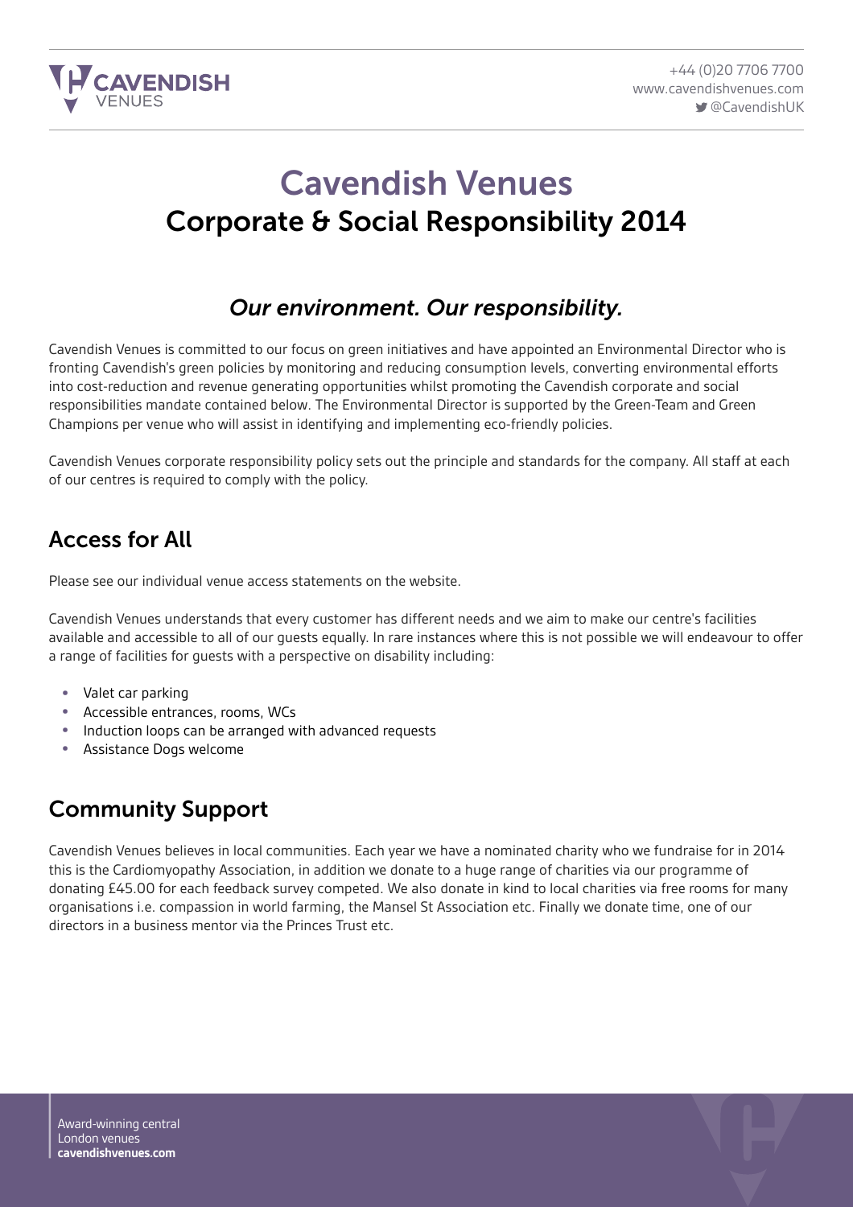# Cavendish Venues

## Corporate & Social Responsibility 2014

### *Our environment. Our responsibility.*

Cavendish Venues is committed to our focus on green initiatives and have appointed an Environmental Director who is fronting Cavendish's green policies by monitoring and reducing consumption levels, converting environmental efforts into cost-reduction and revenue generating opportunities whilst promoting the Cavendish corporate and social responsibilities mandate contained below. The Environmental Director is supported by the Green-Team and Green Champions per venue who will assist in identifying and implementing eco-friendly policies.

Cavendish Venues corporate responsibility policy sets out the principle and standards for the company. All staff at each of our centres is required to comply with the policy.

## Access for All

Please see our individual venue access statements on the website.

Cavendish Venues understands that every customer has different needs and we aim to make our centre's facilities available and accessible to all of our guests equally. In rare instances where this is not possible we will endeavour to offer a range of facilities for guests with a perspective on disability including:

- Valet car parking
- Accessible entrances, rooms, WCs
- Induction loops can be arranged with advanced requests
- Assistance Dogs welcome

## Community Support

Cavendish Venues believes in local communities. Each year we have a nominated charity who we fundraise for in 2014 this is the Cardiomyopathy Association, in addition we donate to a huge range of charities via our programme of donating £45.00 for each feedback survey competed. We also donate in kind to local charities via free rooms for many organisations i.e. compassion in world farming, the Mansel St Association etc. Finally we donate time, one of our directors in a business mentor via the Princes Trust etc.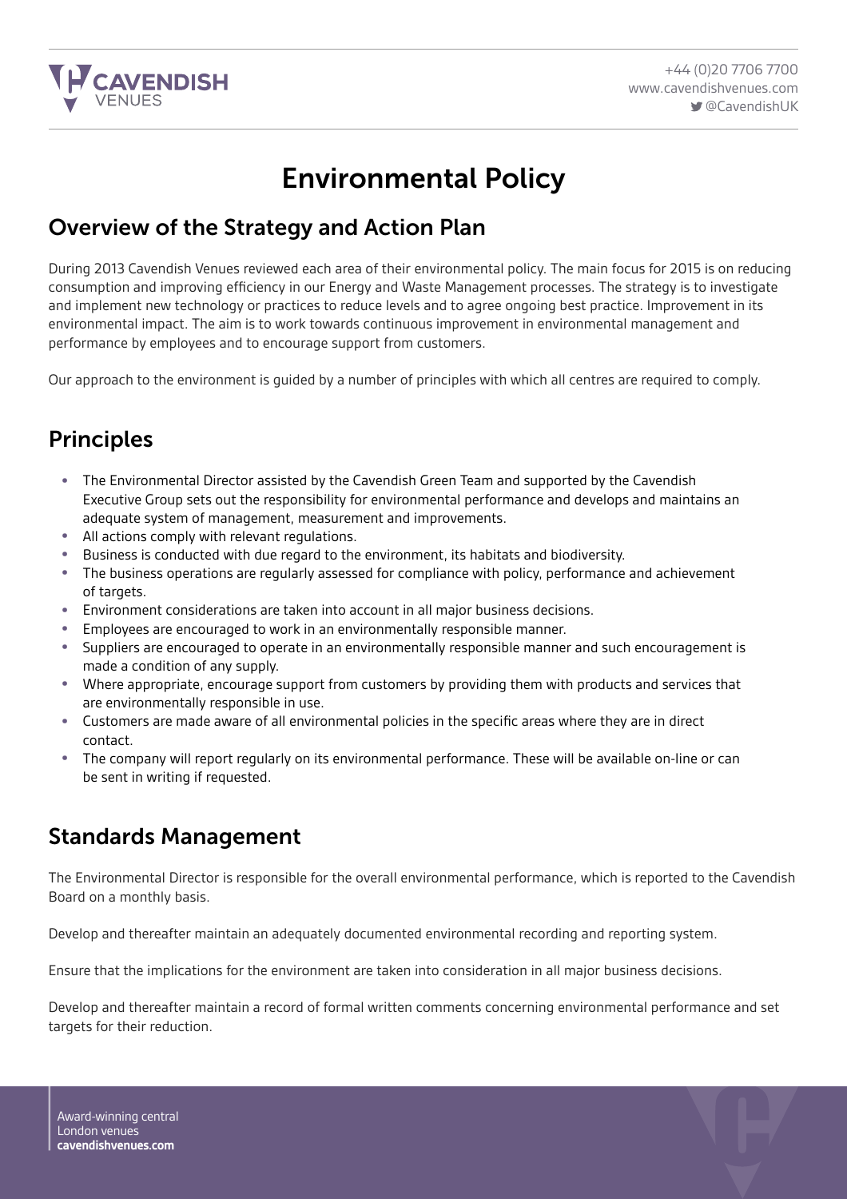# Environmental Policy

## Overview of the Strategy and Action Plan

During 2013 Cavendish Venues reviewed each area of their environmental policy. The main focus for 2015 is on reducing consumption and improving efficiency in our Energy and Waste Management processes. The strategy is to investigate and implement new technology or practices to reduce levels and to agree ongoing best practice. Improvement in its environmental impact. The aim is to work towards continuous improvement in environmental management and performance by employees and to encourage support from customers.

Our approach to the environment is guided by a number of principles with which all centres are required to comply.

## Principles

- The Environmental Director assisted by the Cavendish Green Team and supported by the Cavendish Executive Group sets out the responsibility for environmental performance and develops and maintains an adequate system of management, measurement and improvements.
- All actions comply with relevant regulations.
- Business is conducted with due regard to the environment, its habitats and biodiversity.
- The business operations are regularly assessed for compliance with policy, performance and achievement of targets.
- Environment considerations are taken into account in all major business decisions.
- Employees are encouraged to work in an environmentally responsible manner.
- Suppliers are encouraged to operate in an environmentally responsible manner and such encouragement is made a condition of any supply.
- Where appropriate, encourage support from customers by providing them with products and services that are environmentally responsible in use.
- Customers are made aware of all environmental policies in the specific areas where they are in direct contact.
- The company will report regularly on its environmental performance. These will be available on-line or can be sent in writing if requested.

## Standards Management

The Environmental Director is responsible for the overall environmental performance, which is reported to the Cavendish Board on a monthly basis.

Develop and thereafter maintain an adequately documented environmental recording and reporting system.

Ensure that the implications for the environment are taken into consideration in all major business decisions.

Develop and thereafter maintain a record of formal written comments concerning environmental performance and set targets for their reduction.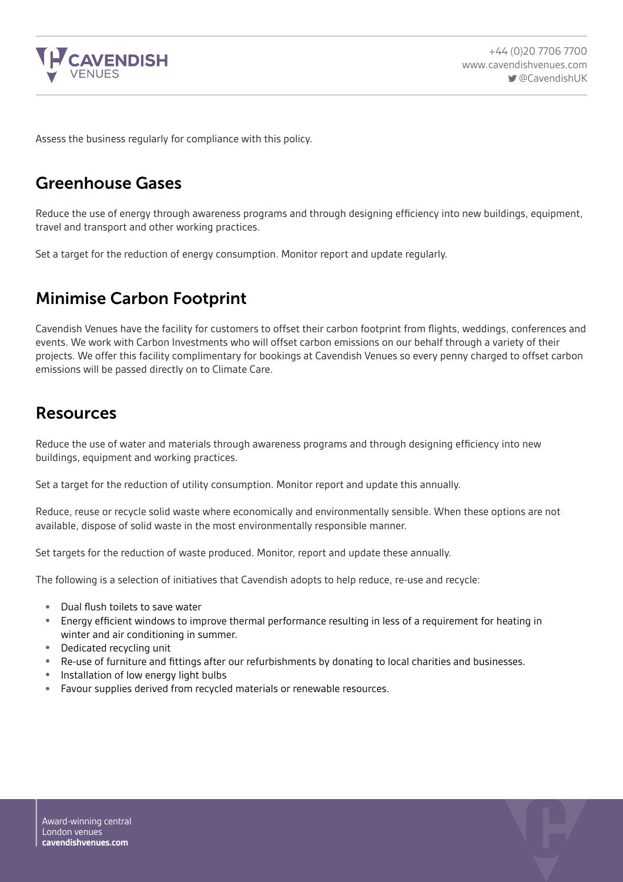Assess the business regularly for compliance with this policy.

## Greenhouse Gases

Reduce the use of energy through awareness programs and through designing efficiency into new buildings, equipment, travel and transport and other working practices.

Set a target for the reduction of energy consumption. Monitor report and update regularly.

## Minimise Carbon Footprint

Cavendish Venues have the facility for customers to offset their carbon footprint from flights, weddings, conferences and events. We work with Carbon Investments who will offset carbon emissions on our behalf through a variety of their projects. We offer this facility complimentary for bookings at Cavendish Venues so every penny charged to offset carbon emissions will be passed directly on to Climate Care.

## Resources

Reduce the use of water and materials through awareness programs and through designing efficiency into new buildings, equipment and working practices.

Set a target for the reduction of utility consumption. Monitor report and update this annually.

Reduce, reuse or recycle solid waste where economically and environmentally sensible. When these options are not available, dispose of solid waste in the most environmentally responsible manner.

Set targets for the reduction of waste produced. Monitor, report and update these annually.

The following is a selection of initiatives that Cavendish adopts to help reduce, re-use and recycle:

- Dual flush toilets to save water
- Energy efficient windows to improve thermal performance resulting in less of a requirement for heating in winter and air conditioning in summer.
- Dedicated recycling unit
- Re-use of furniture and fittings after our refurbishments by donating to local charities and businesses.
- Installation of low energy light bulbs
- Favour supplies derived from recycled materials or renewable resources.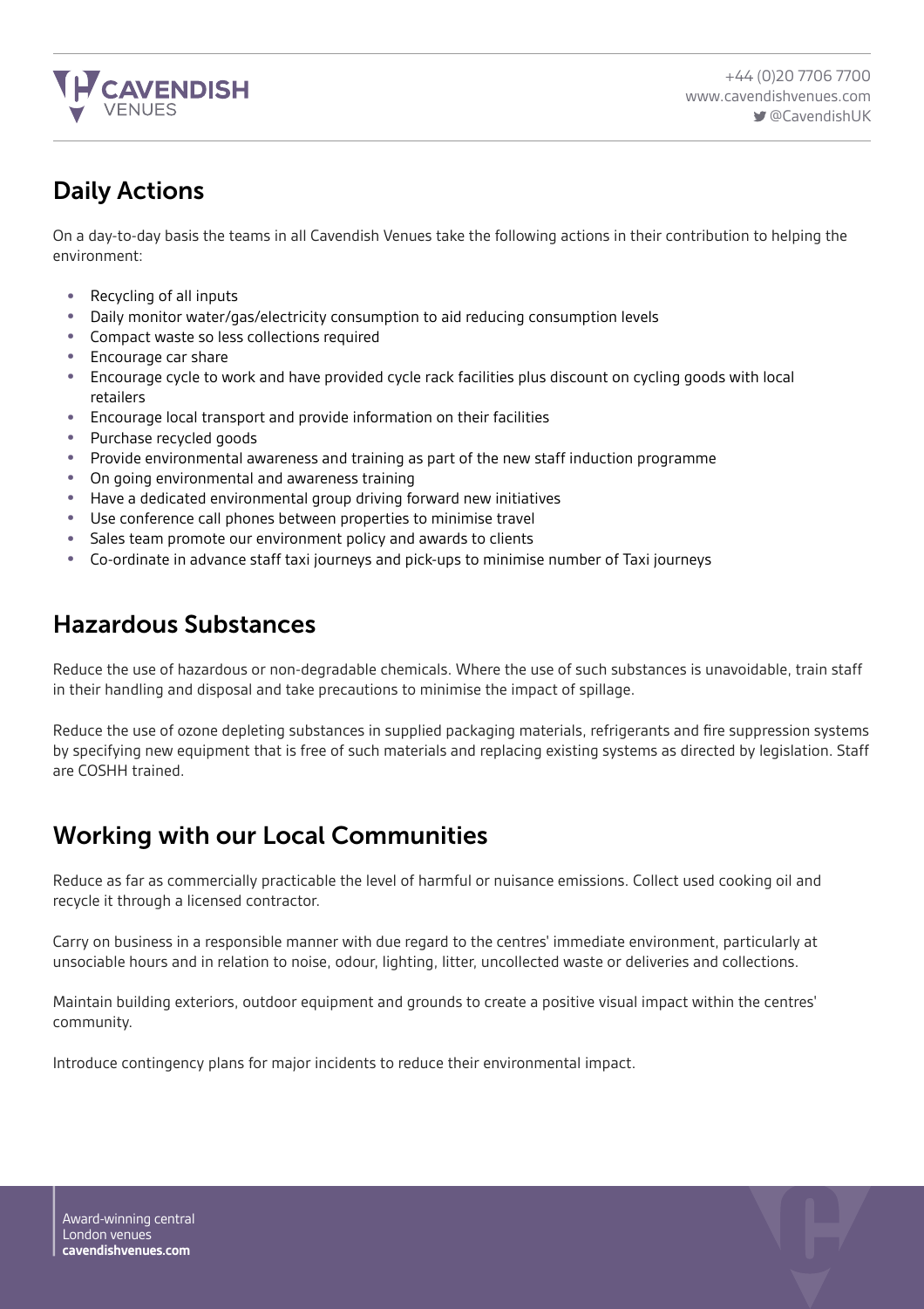## Daily Actions

On a day-to-day basis the teams in all Cavendish Venues take the following actions in their contribution to helping the environment:

- Recycling of all inputs
- Daily monitor water/gas/electricity consumption to aid reducing consumption levels
- Compact waste so less collections required
- Encourage car share
- Encourage cycle to work and have provided cycle rack facilities plus discount on cycling goods with local retailers
- Encourage local transport and provide information on their facilities
- Purchase recycled goods
- Provide environmental awareness and training as part of the new staff induction programme
- On going environmental and awareness training
- Have a dedicated environmental group driving forward new initiatives
- Use conference call phones between properties to minimise travel
- Sales team promote our environment policy and awards to clients
- Co-ordinate in advance staff taxi journeys and pick-ups to minimise number of Taxi journeys

## Hazardous Substances

Reduce the use of hazardous or non-degradable chemicals. Where the use of such substances is unavoidable, train staff in their handling and disposal and take precautions to minimise the impact of spillage.

Reduce the use of ozone depleting substances in supplied packaging materials, refrigerants and fire suppression systems by specifying new equipment that is free of such materials and replacing existing systems as directed by legislation. Staff are COSHH trained.

## Working with our Local Communities

Reduce as far as commercially practicable the level of harmful or nuisance emissions. Collect used cooking oil and recycle it through a licensed contractor.

Carry on business in a responsible manner with due regard to the centres' immediate environment, particularly at unsociable hours and in relation to noise, odour, lighting, litter, uncollected waste or deliveries and collections.

Maintain building exteriors, outdoor equipment and grounds to create a positive visual impact within the centres' community.

Introduce contingency plans for major incidents to reduce their environmental impact.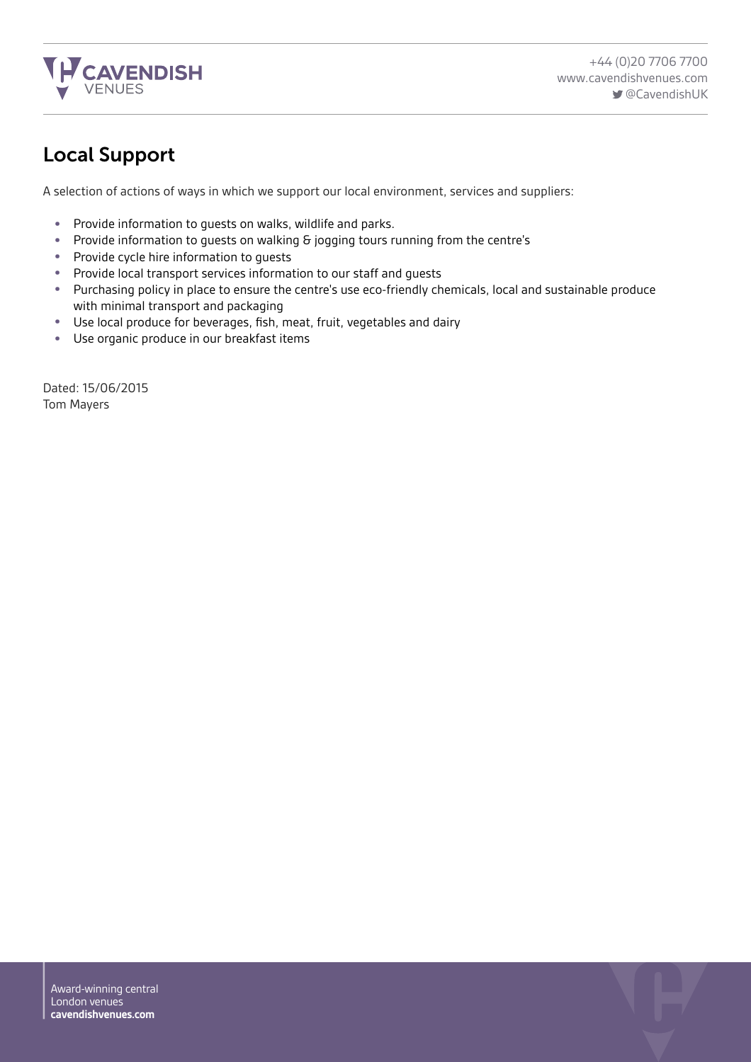## Local Support

A selection of actions of ways in which we support our local environment, services and suppliers:

- Provide information to guests on walks, wildlife and parks.
- Provide information to guests on walking & jogging tours running from the centre's
- Provide cycle hire information to guests
- Provide local transport services information to our staff and guests
- Purchasing policy in place to ensure the centre's use eco-friendly chemicals, local and sustainable produce with minimal transport and packaging
- Use local produce for beverages, fish, meat, fruit, vegetables and dairy
- Use organic produce in our breakfast items

Dated: 15/06/2015
Tom Mayers